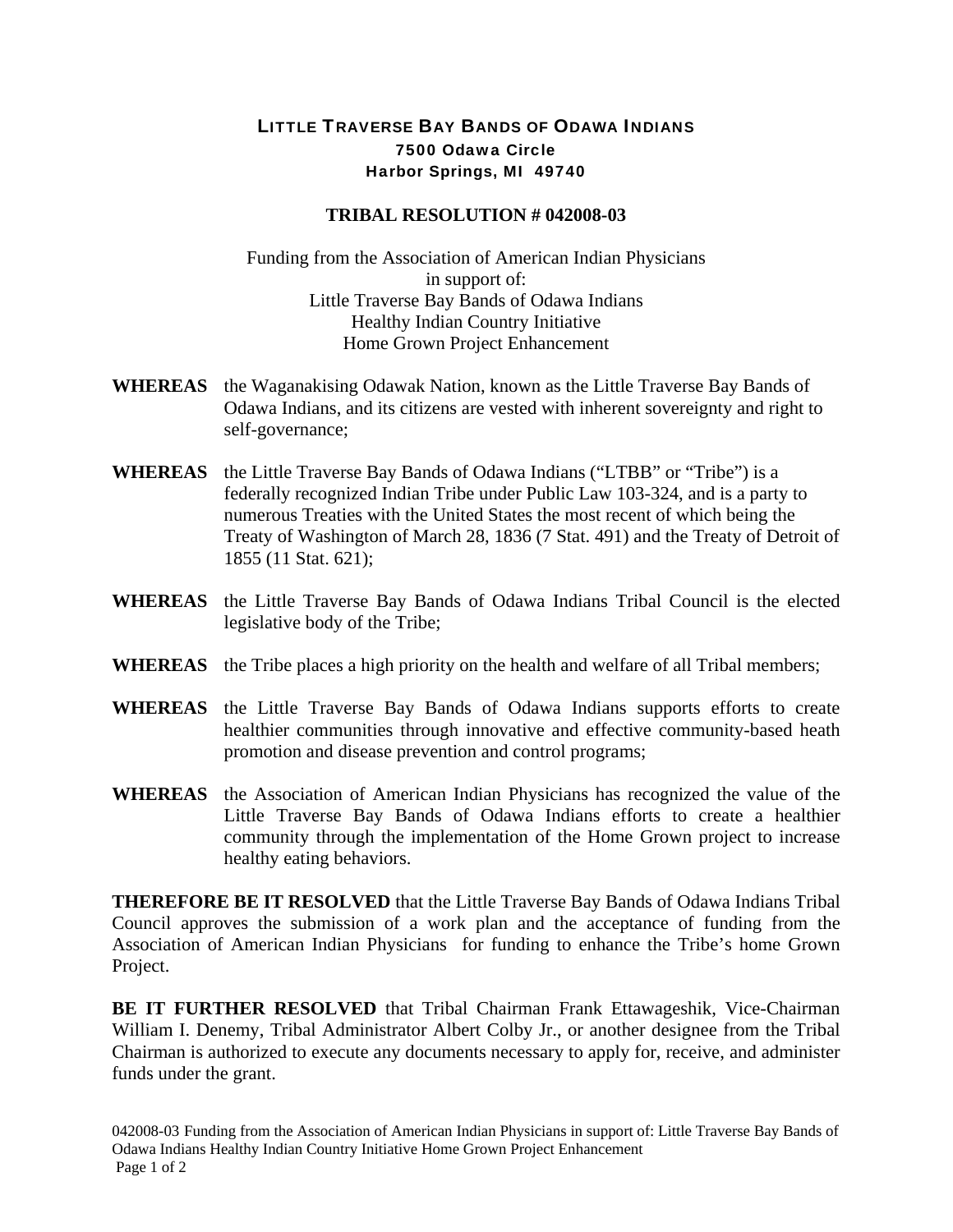# LITTLE TRAVERSE BAY BANDS OF ODAWA INDIANS

**7500 Odawa Circle**
**Harbor Springs, MI 49740**

## TRIBAL RESOLUTION # 042008-03

Funding from the Association of American Indian Physicians
in support of:
Little Traverse Bay Bands of Odawa Indians
Healthy Indian Country Initiative
Home Grown Project Enhancement

**WHEREAS** the Waganakising Odawak Nation, known as the Little Traverse Bay Bands of Odawa Indians, and its citizens are vested with inherent sovereignty and right to self-governance;

**WHEREAS** the Little Traverse Bay Bands of Odawa Indians ("LTBB" or "Tribe") is a federally recognized Indian Tribe under Public Law 103-324, and is a party to numerous Treaties with the United States the most recent of which being the Treaty of Washington of March 28, 1836 (7 Stat. 491) and the Treaty of Detroit of 1855 (11 Stat. 621);

**WHEREAS** the Little Traverse Bay Bands of Odawa Indians Tribal Council is the elected legislative body of the Tribe;

**WHEREAS** the Tribe places a high priority on the health and welfare of all Tribal members;

**WHEREAS** the Little Traverse Bay Bands of Odawa Indians supports efforts to create healthier communities through innovative and effective community-based heath promotion and disease prevention and control programs;

**WHEREAS** the Association of American Indian Physicians has recognized the value of the Little Traverse Bay Bands of Odawa Indians efforts to create a healthier community through the implementation of the Home Grown project to increase healthy eating behaviors.

**THEREFORE BE IT RESOLVED** that the Little Traverse Bay Bands of Odawa Indians Tribal Council approves the submission of a work plan and the acceptance of funding from the Association of American Indian Physicians for funding to enhance the Tribe's home Grown Project.

**BE IT FURTHER RESOLVED** that Tribal Chairman Frank Ettawageshik, Vice-Chairman William I. Denemy, Tribal Administrator Albert Colby Jr., or another designee from the Tribal Chairman is authorized to execute any documents necessary to apply for, receive, and administer funds under the grant.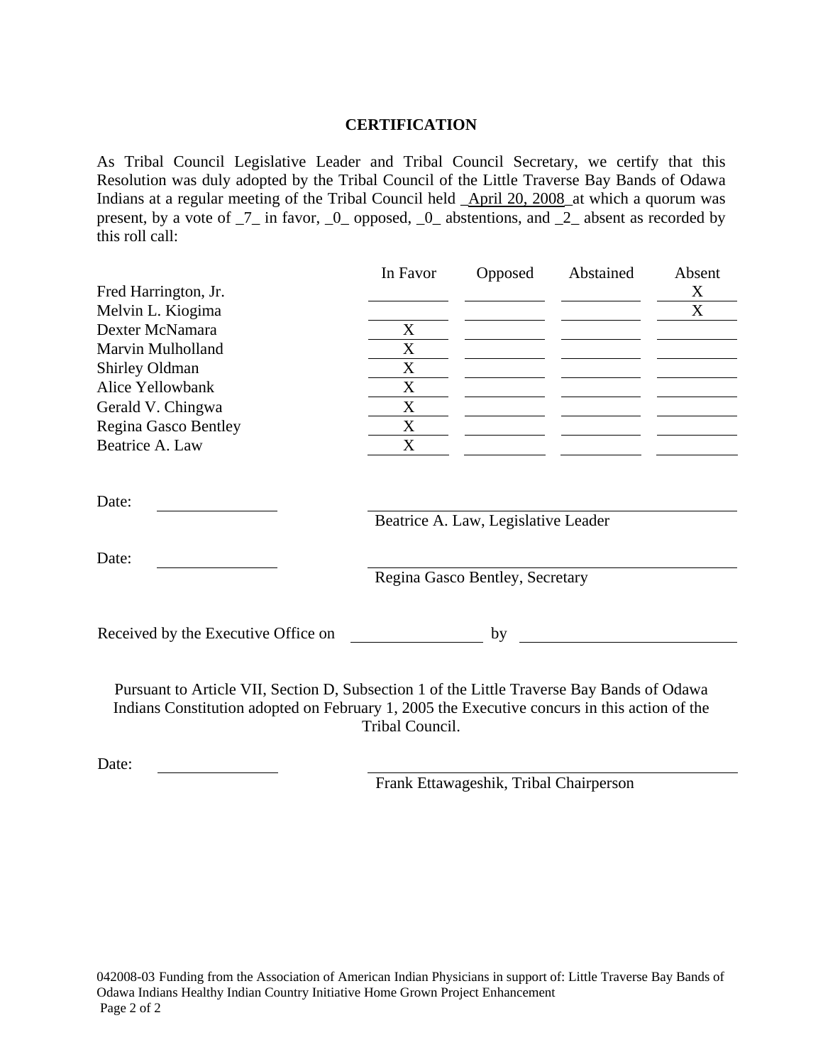## CERTIFICATION

As Tribal Council Legislative Leader and Tribal Council Secretary, we certify that this Resolution was duly adopted by the Tribal Council of the Little Traverse Bay Bands of Odawa Indians at a regular meeting of the Tribal Council held _April 20, 2008_ at which a quorum was present, by a vote of _7_ in favor, _0_ opposed, _0_ abstentions, and _2_ absent as recorded by this roll call:

| | In Favor | Opposed | Abstained | Absent |
|---|---|---|---|---|
| Fred Harrington, Jr. | | | | X |
| Melvin L. Kiogima | | | | X |
| Dexter McNamara | X | | | |
| Marvin Mulholland | X | | | |
| Shirley Oldman | X | | | |
| Alice Yellowbank | X | | | |
| Gerald V. Chingwa | X | | | |
| Regina Gasco Bentley | X | | | |
| Beatrice A. Law | X | | | |

Date: ______________ ________________________________
Beatrice A. Law, Legislative Leader

Date: ______________ ________________________________
Regina Gasco Bentley, Secretary

Received by the Executive Office on ______________ by ______________________

Pursuant to Article VII, Section D, Subsection 1 of the Little Traverse Bay Bands of Odawa Indians Constitution adopted on February 1, 2005 the Executive concurs in this action of the Tribal Council.

Date: ______________ ________________________________
Frank Ettawageshik, Tribal Chairperson

042008-03 Funding from the Association of American Indian Physicians in support of: Little Traverse Bay Bands of Odawa Indians Healthy Indian Country Initiative Home Grown Project Enhancement